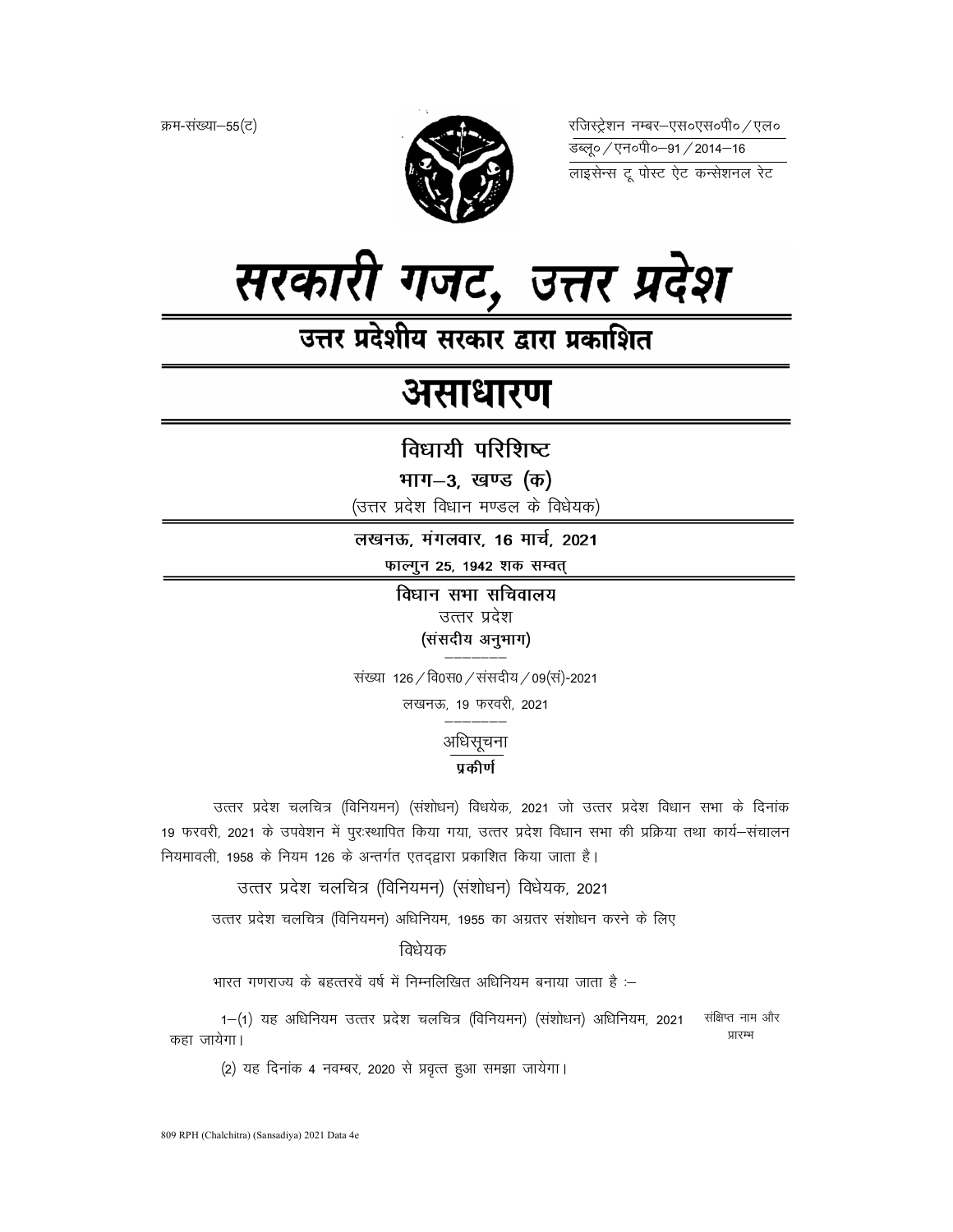क्रम-संख्या–55(ट)

रजिस्ट्रेशन नम्बर–एस०एस०पी० / एल०
डब्लू० / एन०पी०–91 / 2014–16
लाइसेन्स टू पोस्ट ऐट कन्सेशनल रेट

# सरकारी गजट, उत्तर प्रदेश

## उत्तर प्रदेशीय सरकार द्वारा प्रकाशित

# असाधारण

## विधायी परिशिष्ट

### भाग–3, खण्ड (क)

(उत्तर प्रदेश विधान मण्डल के विधेयक)

**लखनऊ, मंगलवार, 16 मार्च, 2021**

**फाल्गुन 25, 1942 शक सम्वत्**

### विधान सभा सचिवालय

उत्तर प्रदेश

**(संसदीय अनुभाग)**

संख्या 126 / वि0स0 / संसदीय / 09(सं)-2021

लखनऊ, 19 फरवरी, 2021

अधिसूचना

**प्रकीर्ण**

उत्तर प्रदेश चलचित्र (विनियमन) (संशोधन) विधेयक, 2021 जो उत्तर प्रदेश विधान सभा के दिनांक 19 फरवरी, 2021 के उपवेशन में पुरःस्थापित किया गया, उत्तर प्रदेश विधान सभा की प्रक्रिया तथा कार्य–संचालन नियमावली, 1958 के नियम 126 के अन्तर्गत एतद्द्वारा प्रकाशित किया जाता है।

उत्तर प्रदेश चलचित्र (विनियमन) (संशोधन) विधेयक, 2021

उत्तर प्रदेश चलचित्र (विनियमन) अधिनियम, 1955 का अग्रतर संशोधन करने के लिए

विधेयक

भारत गणराज्य के बहत्तरवें वर्ष में निम्नलिखित अधिनियम बनाया जाता है :–

संक्षिप्त नाम और प्रारम्भ

1–(1) यह अधिनियम उत्तर प्रदेश चलचित्र (विनियमन) (संशोधन) अधिनियम, 2021 कहा जायेगा।

(2) यह दिनांक 4 नवम्बर, 2020 से प्रवृत्त हुआ समझा जायेगा।

809 RPH (Chalchitra) (Sansadiya) 2021 Data 4e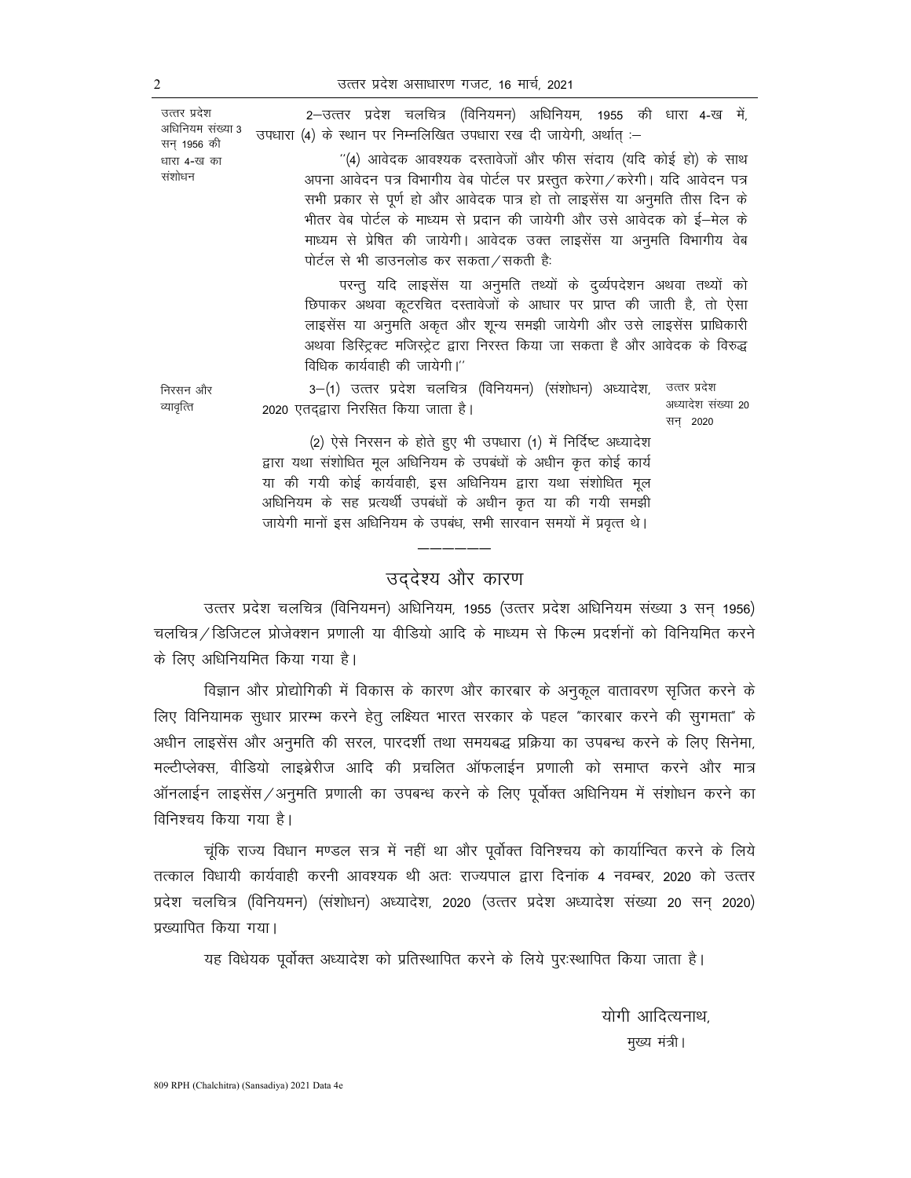उत्तर प्रदेश अधिनियम संख्या 3 सन् 1956 की धारा 4-ख का संशोधन

2—उत्तर प्रदेश चलचित्र (विनियमन) अधिनियम, 1955 की धारा 4-ख में, उपधारा (4) के स्थान पर निम्नलिखित उपधारा रख दी जायेगी, अर्थात् :—

"(4) आवेदक आवश्यक दस्तावेजों और फीस संदाय (यदि कोई हो) के साथ अपना आवेदन पत्र विभागीय वेब पोर्टल पर प्रस्तुत करेगा/करेगी। यदि आवेदन पत्र सभी प्रकार से पूर्ण हो और आवेदक पात्र हो तो लाइसेंस या अनुमति तीस दिन के भीतर वेब पोर्टल के माध्यम से प्रदान की जायेगी और उसे आवेदक को ई—मेल के माध्यम से प्रेषित की जायेगी। आवेदक उक्त लाइसेंस या अनुमति विभागीय वेब पोर्टल से भी डाउनलोड कर सकता/सकती है:

परन्तु यदि लाइसेंस या अनुमति तथ्यों के दुर्व्यपदेशन अथवा तथ्यों को छिपाकर अथवा कूटरचित दस्तावेजों के आधार पर प्राप्त की जाती है, तो ऐसा लाइसेंस या अनुमति अकृत और शून्य समझी जायेगी और उसे लाइसेंस प्राधिकारी अथवा डिस्ट्रिक्ट मजिस्ट्रेट द्वारा निरस्त किया जा सकता है और आवेदक के विरुद्ध विधिक कार्यवाही की जायेगी।"

निरसन और व्यावृत्ति

3—(1) उत्तर प्रदेश चलचित्र (विनियमन) (संशोधन) अध्यादेश, 2020 एतद्द्वारा निरसित किया जाता है। (उत्तर प्रदेश अध्यादेश संख्या 20 सन् 2020)

(2) ऐसे निरसन के होते हुए भी उपधारा (1) में निर्दिष्ट अध्यादेश द्वारा यथा संशोधित मूल अधिनियम के उपबंधों के अधीन कृत कोई कार्य या की गयी कोई कार्यवाही, इस अधिनियम द्वारा यथा संशोधित मूल अधिनियम के सह प्रत्यर्थी उपबंधों के अधीन कृत या की गयी समझी जायेगी मानों इस अधिनियम के उपबंध, सभी सारवान समयों में प्रवृत्त थे।

——————

## उद्देश्य और कारण

उत्तर प्रदेश चलचित्र (विनियमन) अधिनियम, 1955 (उत्तर प्रदेश अधिनियम संख्या 3 सन् 1956) चलचित्र/डिजिटल प्रोजेक्शन प्रणाली या वीडियो आदि के माध्यम से फिल्म प्रदर्शनों को विनियमित करने के लिए अधिनियमित किया गया है।

विज्ञान और प्रोद्योगिकी में विकास के कारण और कारबार के अनुकूल वातावरण सृजित करने के लिए विनियामक सुधार प्रारम्भ करने हेतु लक्ष्यित भारत सरकार के पहल "कारबार करने की सुगमता" के अधीन लाइसेंस और अनुमति की सरल, पारदर्शी तथा समयबद्ध प्रक्रिया का उपबन्ध करने के लिए सिनेमा, मल्टीप्लेक्स, वीडियो लाइब्रेरीज आदि की प्रचलित ऑफलाईन प्रणाली को समाप्त करने और मात्र ऑनलाईन लाइसेंस/अनुमति प्रणाली का उपबन्ध करने के लिए पूर्वोक्त अधिनियम में संशोधन करने का विनिश्चय किया गया है।

चूंकि राज्य विधान मण्डल सत्र में नहीं था और पूर्वोक्त विनिश्चय को कार्यान्वित करने के लिये तत्काल विधायी कार्यवाही करनी आवश्यक थी अतः राज्यपाल द्वारा दिनांक 4 नवम्बर, 2020 को उत्तर प्रदेश चलचित्र (विनियमन) (संशोधन) अध्यादेश, 2020 (उत्तर प्रदेश अध्यादेश संख्या 20 सन् 2020) प्रख्यापित किया गया।

यह विधेयक पूर्वोक्त अध्यादेश को प्रतिस्थापित करने के लिये पुरःस्थापित किया जाता है।

योगी आदित्यनाथ,
मुख्य मंत्री।

809 RPH (Chalchitra) (Sansadiya) 2021 Data 4e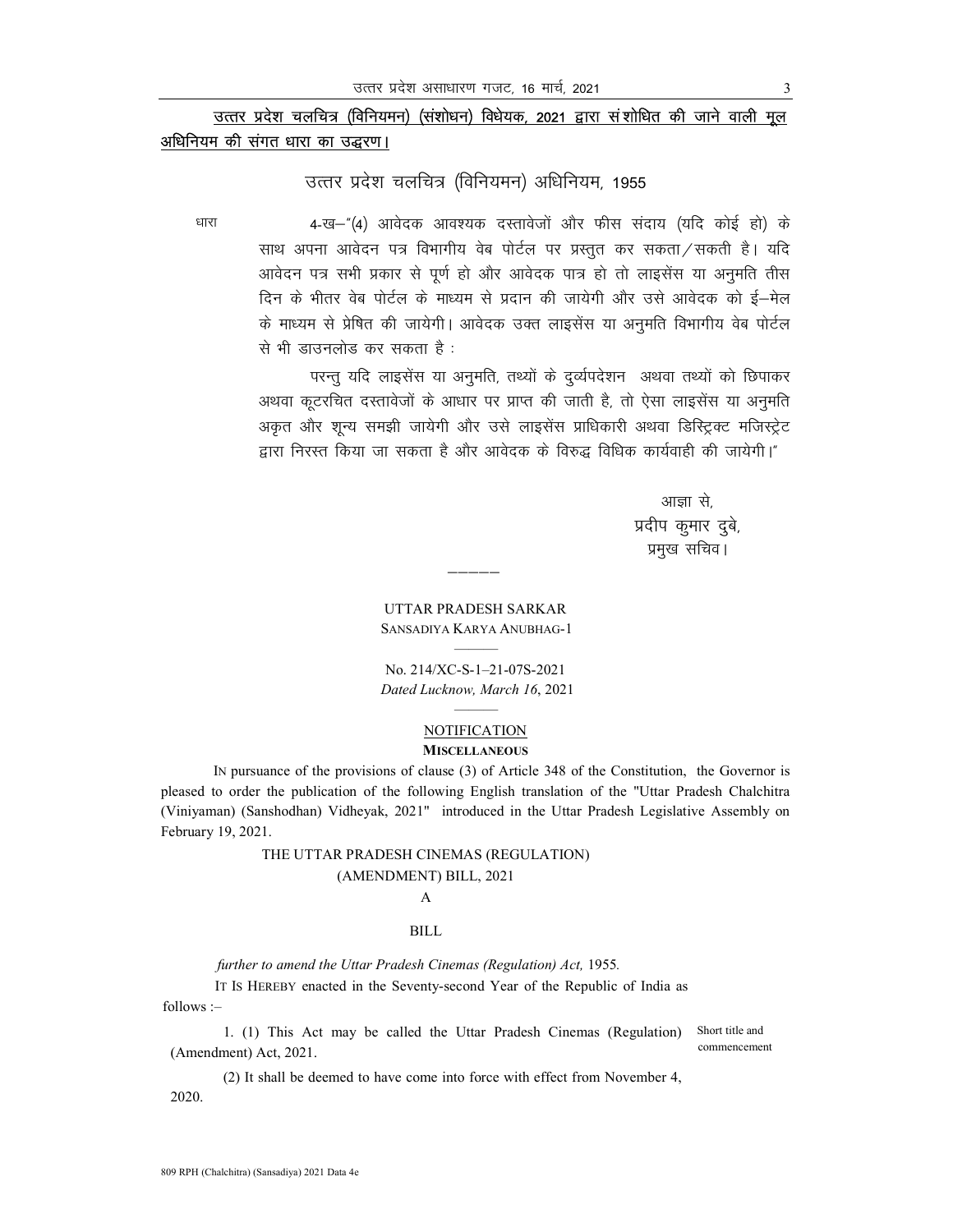<u>उत्तर प्रदेश चलचित्र (विनियमन) (संशोधन) विधेयक, 2021 द्वारा संशोधित की जाने वाली मूल अधिनियम की संगत धारा का उद्धरण।</u>

उत्तर प्रदेश चलचित्र (विनियमन) अधिनियम, 1955

धारा 4-ख–"(4) आवेदक आवश्यक दस्तावेजों और फीस संदाय (यदि कोई हो) के साथ अपना आवेदन पत्र विभागीय वेब पोर्टल पर प्रस्तुत कर सकता/सकती है। यदि आवेदन पत्र सभी प्रकार से पूर्ण हो और आवेदक पात्र हो तो लाइसेंस या अनुमति तीस दिन के भीतर वेब पोर्टल के माध्यम से प्रदान की जायेगी और उसे आवेदक को ई–मेल के माध्यम से प्रेषित की जायेगी। आवेदक उक्त लाइसेंस या अनुमति विभागीय वेब पोर्टल से भी डाउनलोड कर सकता है :

परन्तु यदि लाइसेंस या अनुमति, तथ्यों के दुर्व्यपदेशन अथवा तथ्यों को छिपाकर अथवा कूटरचित दस्तावेजों के आधार पर प्राप्त की जाती है, तो ऐसा लाइसेंस या अनुमति अकृत और शून्य समझी जायेगी और उसे लाइसेंस प्राधिकारी अथवा डिस्ट्रिक्ट मजिस्ट्रेट द्वारा निरस्त किया जा सकता है और आवेदक के विरुद्ध विधिक कार्यवाही की जायेगी।"

आज्ञा से,
प्रदीप कुमार दुबे,
प्रमुख सचिव।

—————

UTTAR PRADESH SARKAR
SANSADIYA KARYA ANUBHAG-1

No. 214/XC-S-1–21-07S-2021
*Dated Lucknow, March 16*, 2021

<u>NOTIFICATION</u>
**MISCELLANEOUS**

IN pursuance of the provisions of clause (3) of Article 348 of the Constitution, the Governor is pleased to order the publication of the following English translation of the "Uttar Pradesh Chalchitra (Viniyaman) (Sanshodhan) Vidheyak, 2021" introduced in the Uttar Pradesh Legislative Assembly on February 19, 2021.

THE UTTAR PRADESH CINEMAS (REGULATION) (AMENDMENT) BILL, 2021

A

BILL

*further to amend the Uttar Pradesh Cinemas (Regulation) Act,* 1955.

IT IS HEREBY enacted in the Seventy-second Year of the Republic of India as follows :–

Short title and commencement

1. (1) This Act may be called the Uttar Pradesh Cinemas (Regulation) (Amendment) Act, 2021.

(2) It shall be deemed to have come into force with effect from November 4, 2020.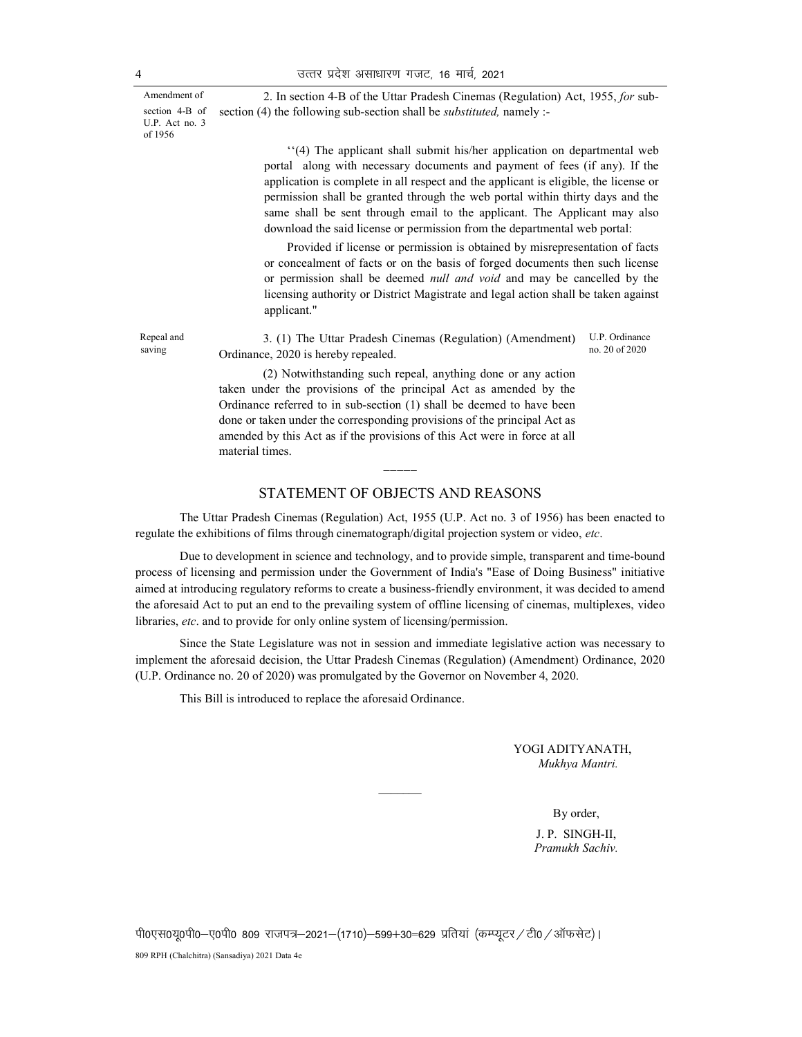Amendment of section 4-B of U.P. Act no. 3 of 1956

2. In section 4-B of the Uttar Pradesh Cinemas (Regulation) Act, 1955, *for* sub-section (4) the following sub-section shall be *substituted,* namely :-

''(4) The applicant shall submit his/her application on departmental web portal along with necessary documents and payment of fees (if any). If the application is complete in all respect and the applicant is eligible, the license or permission shall be granted through the web portal within thirty days and the same shall be sent through email to the applicant. The Applicant may also download the said license or permission from the departmental web portal:

Provided if license or permission is obtained by misrepresentation of facts or concealment of facts or on the basis of forged documents then such license or permission shall be deemed *null and void* and may be cancelled by the licensing authority or District Magistrate and legal action shall be taken against applicant."

Repeal and saving

3. (1) The Uttar Pradesh Cinemas (Regulation) (Amendment) Ordinance, 2020 is hereby repealed. — U.P. Ordinance no. 20 of 2020

(2) Notwithstanding such repeal, anything done or any action taken under the provisions of the principal Act as amended by the Ordinance referred to in sub-section (1) shall be deemed to have been done or taken under the corresponding provisions of the principal Act as amended by this Act as if the provisions of this Act were in force at all material times.

―――――

## STATEMENT OF OBJECTS AND REASONS

The Uttar Pradesh Cinemas (Regulation) Act, 1955 (U.P. Act no. 3 of 1956) has been enacted to regulate the exhibitions of films through cinematograph/digital projection system or video, *etc*.

Due to development in science and technology, and to provide simple, transparent and time-bound process of licensing and permission under the Government of India's "Ease of Doing Business" initiative aimed at introducing regulatory reforms to create a business-friendly environment, it was decided to amend the aforesaid Act to put an end to the prevailing system of offline licensing of cinemas, multiplexes, video libraries, *etc*. and to provide for only online system of licensing/permission.

Since the State Legislature was not in session and immediate legislative action was necessary to implement the aforesaid decision, the Uttar Pradesh Cinemas (Regulation) (Amendment) Ordinance, 2020 (U.P. Ordinance no. 20 of 2020) was promulgated by the Governor on November 4, 2020.

This Bill is introduced to replace the aforesaid Ordinance.

YOGI ADITYANATH,
*Mukhya Mantri.*

―――――

By order,

J. P. SINGH-II,
*Pramukh Sachiv.*

पी0एस0यू0पी0–ए0पी0 809 राजपत्र–2021–(1710)–599+30=629 प्रतियां (कम्प्यूटर / टी0 / ऑफसेट)।

809 RPH (Chalchitra) (Sansadiya) 2021 Data 4e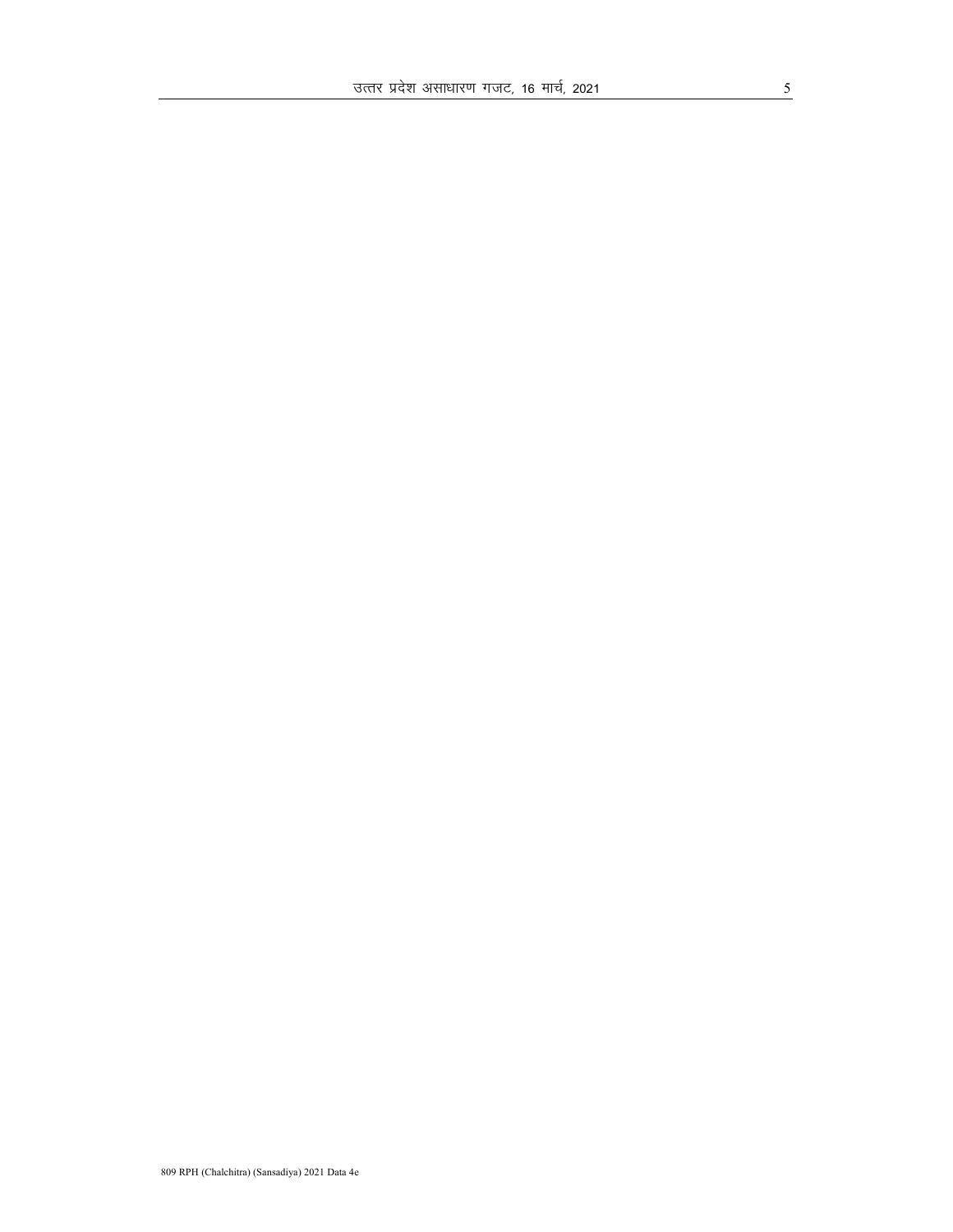809 RPH (Chalchitra) (Sansadiya) 2021 Data 4e